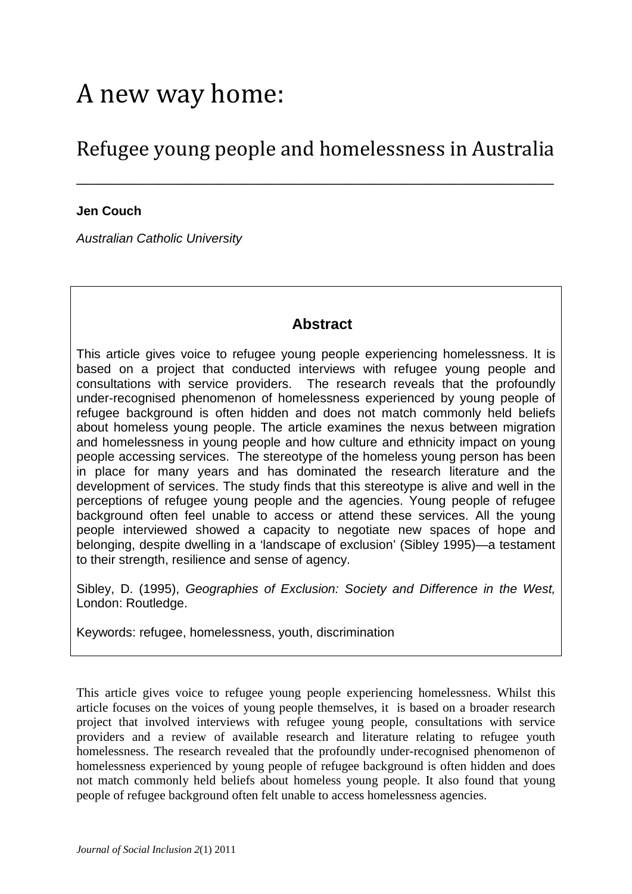# A new way home:

## Refugee young people and homelessness in Australia

**Jen Couch**

*Australian Catholic University*

### Abstract

This article gives voice to refugee young people experiencing homelessness. It is based on a project that conducted interviews with refugee young people and consultations with service providers. The research reveals that the profoundly under-recognised phenomenon of homelessness experienced by young people of refugee background is often hidden and does not match commonly held beliefs about homeless young people. The article examines the nexus between migration and homelessness in young people and how culture and ethnicity impact on young people accessing services. The stereotype of the homeless young person has been in place for many years and has dominated the research literature and the development of services. The study finds that this stereotype is alive and well in the perceptions of refugee young people and the agencies. Young people of refugee background often feel unable to access or attend these services. All the young people interviewed showed a capacity to negotiate new spaces of hope and belonging, despite dwelling in a 'landscape of exclusion' (Sibley 1995)—a testament to their strength, resilience and sense of agency.

Sibley, D. (1995), *Geographies of Exclusion: Society and Difference in the West,* London: Routledge.

Keywords: refugee, homelessness, youth, discrimination

This article gives voice to refugee young people experiencing homelessness. Whilst this article focuses on the voices of young people themselves, it is based on a broader research project that involved interviews with refugee young people, consultations with service providers and a review of available research and literature relating to refugee youth homelessness. The research revealed that the profoundly under-recognised phenomenon of homelessness experienced by young people of refugee background is often hidden and does not match commonly held beliefs about homeless young people. It also found that young people of refugee background often felt unable to access homelessness agencies.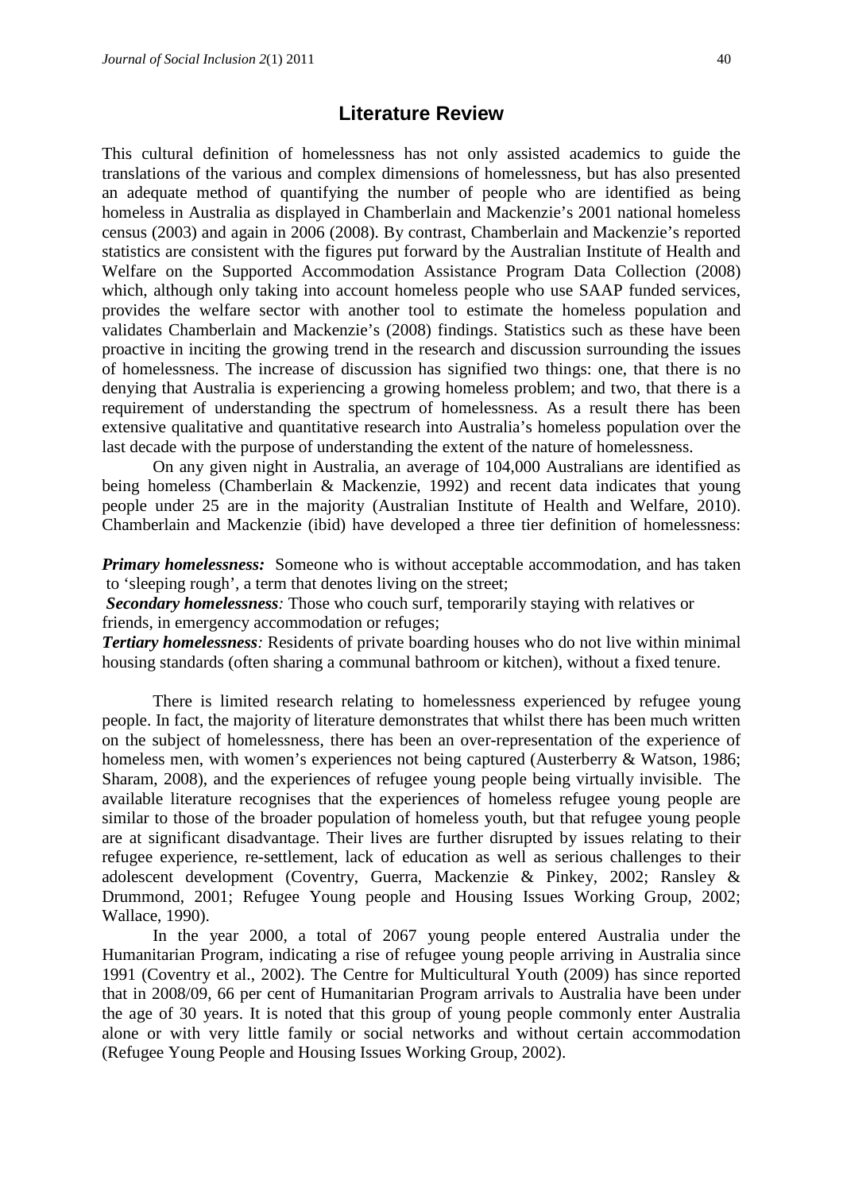## Literature Review

This cultural definition of homelessness has not only assisted academics to guide the translations of the various and complex dimensions of homelessness, but has also presented an adequate method of quantifying the number of people who are identified as being homeless in Australia as displayed in Chamberlain and Mackenzie's 2001 national homeless census (2003) and again in 2006 (2008). By contrast, Chamberlain and Mackenzie's reported statistics are consistent with the figures put forward by the Australian Institute of Health and Welfare on the Supported Accommodation Assistance Program Data Collection (2008) which, although only taking into account homeless people who use SAAP funded services, provides the welfare sector with another tool to estimate the homeless population and validates Chamberlain and Mackenzie's (2008) findings. Statistics such as these have been proactive in inciting the growing trend in the research and discussion surrounding the issues of homelessness. The increase of discussion has signified two things: one, that there is no denying that Australia is experiencing a growing homeless problem; and two, that there is a requirement of understanding the spectrum of homelessness. As a result there has been extensive qualitative and quantitative research into Australia's homeless population over the last decade with the purpose of understanding the extent of the nature of homelessness.

On any given night in Australia, an average of 104,000 Australians are identified as being homeless (Chamberlain & Mackenzie, 1992) and recent data indicates that young people under 25 are in the majority (Australian Institute of Health and Welfare, 2010). Chamberlain and Mackenzie (ibid) have developed a three tier definition of homelessness:

***Primary homelessness:*** Someone who is without acceptable accommodation, and has taken to 'sleeping rough', a term that denotes living on the street;

***Secondary homelessness:*** Those who couch surf, temporarily staying with relatives or friends, in emergency accommodation or refuges;

***Tertiary homelessness:*** Residents of private boarding houses who do not live within minimal housing standards (often sharing a communal bathroom or kitchen), without a fixed tenure.

There is limited research relating to homelessness experienced by refugee young people. In fact, the majority of literature demonstrates that whilst there has been much written on the subject of homelessness, there has been an over-representation of the experience of homeless men, with women's experiences not being captured (Austerberry & Watson, 1986; Sharam, 2008), and the experiences of refugee young people being virtually invisible. The available literature recognises that the experiences of homeless refugee young people are similar to those of the broader population of homeless youth, but that refugee young people are at significant disadvantage. Their lives are further disrupted by issues relating to their refugee experience, re-settlement, lack of education as well as serious challenges to their adolescent development (Coventry, Guerra, Mackenzie & Pinkey, 2002; Ransley & Drummond, 2001; Refugee Young people and Housing Issues Working Group, 2002; Wallace, 1990).

In the year 2000, a total of 2067 young people entered Australia under the Humanitarian Program, indicating a rise of refugee young people arriving in Australia since 1991 (Coventry et al., 2002). The Centre for Multicultural Youth (2009) has since reported that in 2008/09, 66 per cent of Humanitarian Program arrivals to Australia have been under the age of 30 years. It is noted that this group of young people commonly enter Australia alone or with very little family or social networks and without certain accommodation (Refugee Young People and Housing Issues Working Group, 2002).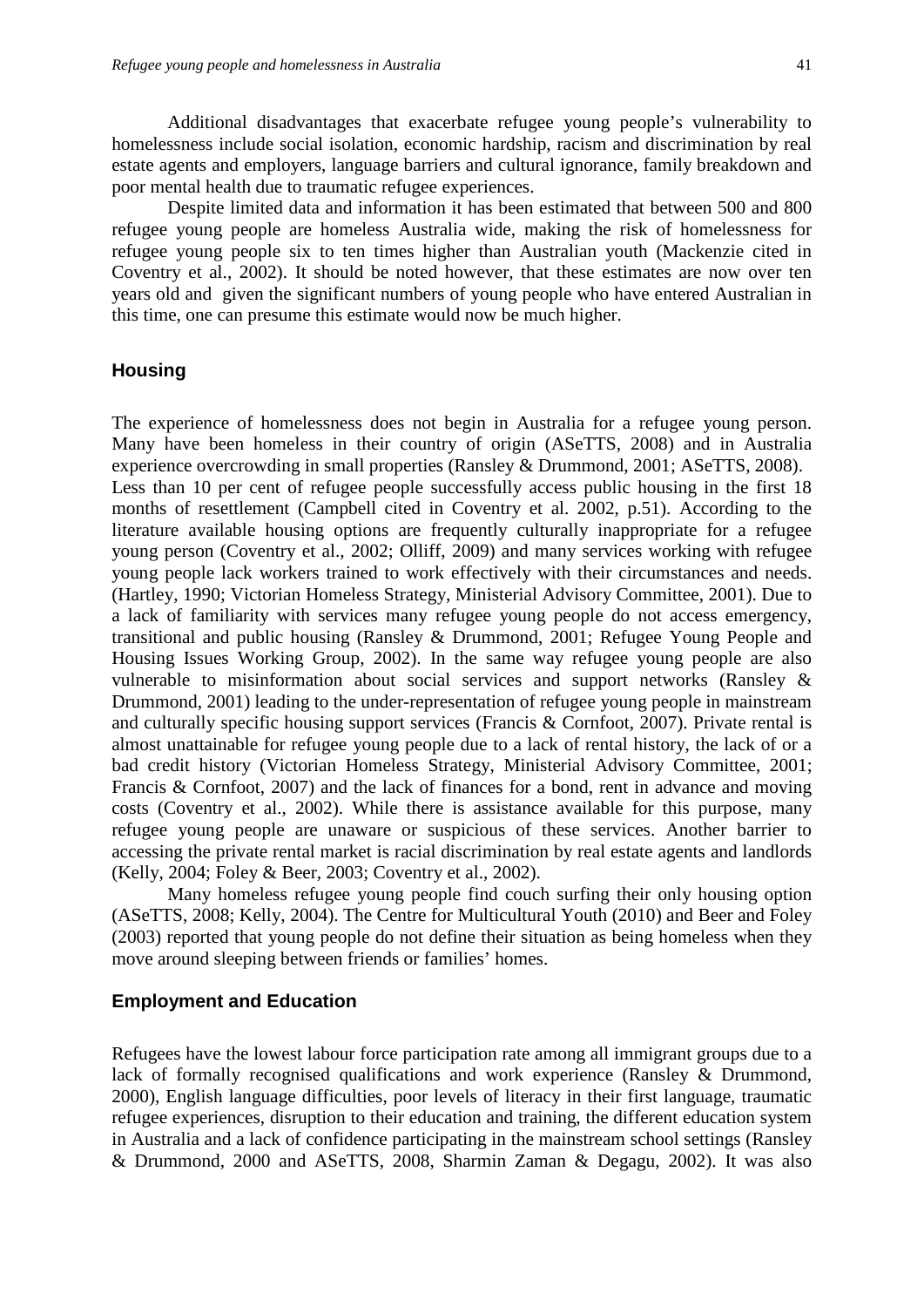Additional disadvantages that exacerbate refugee young people's vulnerability to homelessness include social isolation, economic hardship, racism and discrimination by real estate agents and employers, language barriers and cultural ignorance, family breakdown and poor mental health due to traumatic refugee experiences.

Despite limited data and information it has been estimated that between 500 and 800 refugee young people are homeless Australia wide, making the risk of homelessness for refugee young people six to ten times higher than Australian youth (Mackenzie cited in Coventry et al., 2002). It should be noted however, that these estimates are now over ten years old and given the significant numbers of young people who have entered Australian in this time, one can presume this estimate would now be much higher.

## Housing

The experience of homelessness does not begin in Australia for a refugee young person. Many have been homeless in their country of origin (ASeTTS, 2008) and in Australia experience overcrowding in small properties (Ransley & Drummond, 2001; ASeTTS, 2008). Less than 10 per cent of refugee people successfully access public housing in the first 18 months of resettlement (Campbell cited in Coventry et al. 2002, p.51). According to the literature available housing options are frequently culturally inappropriate for a refugee young person (Coventry et al., 2002; Olliff, 2009) and many services working with refugee young people lack workers trained to work effectively with their circumstances and needs. (Hartley, 1990; Victorian Homeless Strategy, Ministerial Advisory Committee, 2001). Due to a lack of familiarity with services many refugee young people do not access emergency, transitional and public housing (Ransley & Drummond, 2001; Refugee Young People and Housing Issues Working Group, 2002). In the same way refugee young people are also vulnerable to misinformation about social services and support networks (Ransley & Drummond, 2001) leading to the under-representation of refugee young people in mainstream and culturally specific housing support services (Francis & Cornfoot, 2007). Private rental is almost unattainable for refugee young people due to a lack of rental history, the lack of or a bad credit history (Victorian Homeless Strategy, Ministerial Advisory Committee, 2001; Francis & Cornfoot, 2007) and the lack of finances for a bond, rent in advance and moving costs (Coventry et al., 2002). While there is assistance available for this purpose, many refugee young people are unaware or suspicious of these services. Another barrier to accessing the private rental market is racial discrimination by real estate agents and landlords (Kelly, 2004; Foley & Beer, 2003; Coventry et al., 2002).

Many homeless refugee young people find couch surfing their only housing option (ASeTTS, 2008; Kelly, 2004). The Centre for Multicultural Youth (2010) and Beer and Foley (2003) reported that young people do not define their situation as being homeless when they move around sleeping between friends or families' homes.

## Employment and Education

Refugees have the lowest labour force participation rate among all immigrant groups due to a lack of formally recognised qualifications and work experience (Ransley & Drummond, 2000), English language difficulties, poor levels of literacy in their first language, traumatic refugee experiences, disruption to their education and training, the different education system in Australia and a lack of confidence participating in the mainstream school settings (Ransley & Drummond, 2000 and ASeTTS, 2008, Sharmin Zaman & Degagu, 2002). It was also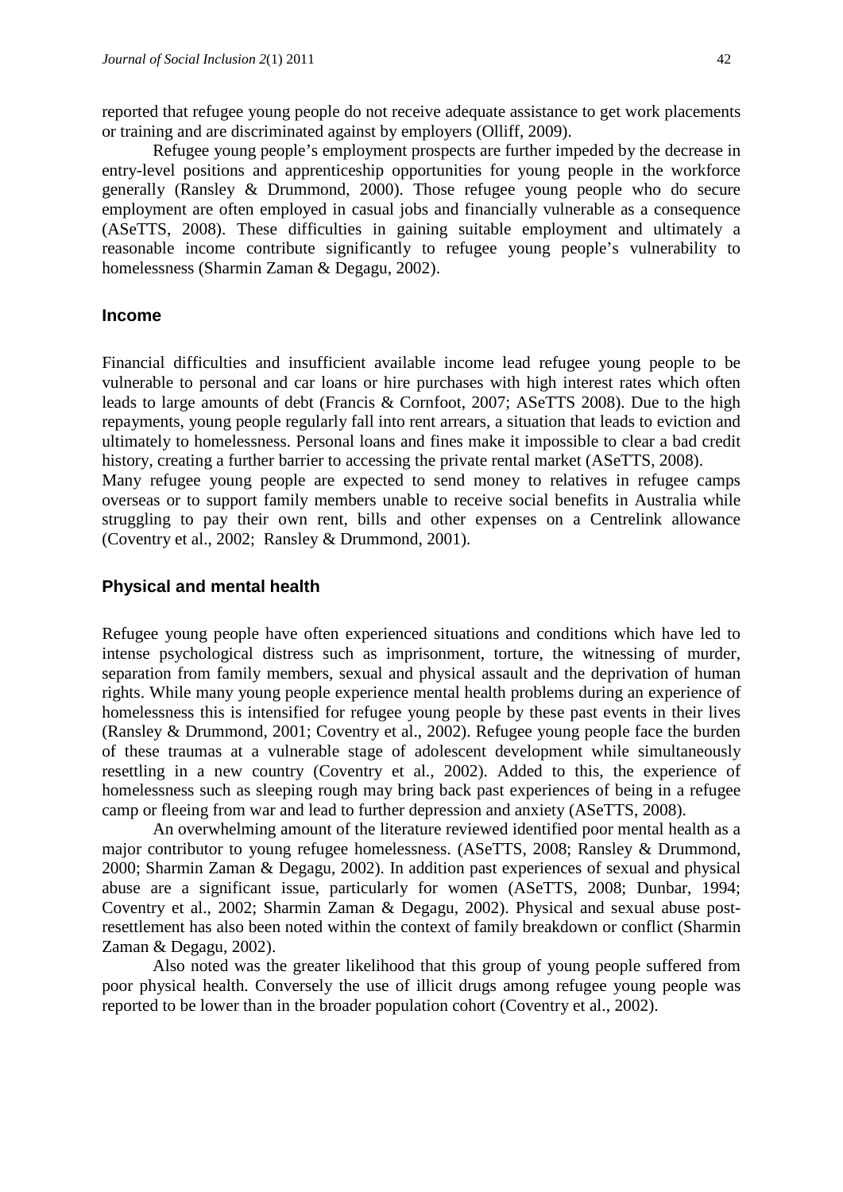reported that refugee young people do not receive adequate assistance to get work placements or training and are discriminated against by employers (Olliff, 2009).

Refugee young people's employment prospects are further impeded by the decrease in entry-level positions and apprenticeship opportunities for young people in the workforce generally (Ransley & Drummond, 2000). Those refugee young people who do secure employment are often employed in casual jobs and financially vulnerable as a consequence (ASeTTS, 2008). These difficulties in gaining suitable employment and ultimately a reasonable income contribute significantly to refugee young people's vulnerability to homelessness (Sharmin Zaman & Degagu, 2002).

### Income

Financial difficulties and insufficient available income lead refugee young people to be vulnerable to personal and car loans or hire purchases with high interest rates which often leads to large amounts of debt (Francis & Cornfoot, 2007; ASeTTS 2008). Due to the high repayments, young people regularly fall into rent arrears, a situation that leads to eviction and ultimately to homelessness. Personal loans and fines make it impossible to clear a bad credit history, creating a further barrier to accessing the private rental market (ASeTTS, 2008).

Many refugee young people are expected to send money to relatives in refugee camps overseas or to support family members unable to receive social benefits in Australia while struggling to pay their own rent, bills and other expenses on a Centrelink allowance (Coventry et al., 2002; Ransley & Drummond, 2001).

### Physical and mental health

Refugee young people have often experienced situations and conditions which have led to intense psychological distress such as imprisonment, torture, the witnessing of murder, separation from family members, sexual and physical assault and the deprivation of human rights. While many young people experience mental health problems during an experience of homelessness this is intensified for refugee young people by these past events in their lives (Ransley & Drummond, 2001; Coventry et al., 2002). Refugee young people face the burden of these traumas at a vulnerable stage of adolescent development while simultaneously resettling in a new country (Coventry et al., 2002). Added to this, the experience of homelessness such as sleeping rough may bring back past experiences of being in a refugee camp or fleeing from war and lead to further depression and anxiety (ASeTTS, 2008).

An overwhelming amount of the literature reviewed identified poor mental health as a major contributor to young refugee homelessness. (ASeTTS, 2008; Ransley & Drummond, 2000; Sharmin Zaman & Degagu, 2002). In addition past experiences of sexual and physical abuse are a significant issue, particularly for women (ASeTTS, 2008; Dunbar, 1994; Coventry et al., 2002; Sharmin Zaman & Degagu, 2002). Physical and sexual abuse post-resettlement has also been noted within the context of family breakdown or conflict (Sharmin Zaman & Degagu, 2002).

Also noted was the greater likelihood that this group of young people suffered from poor physical health. Conversely the use of illicit drugs among refugee young people was reported to be lower than in the broader population cohort (Coventry et al., 2002).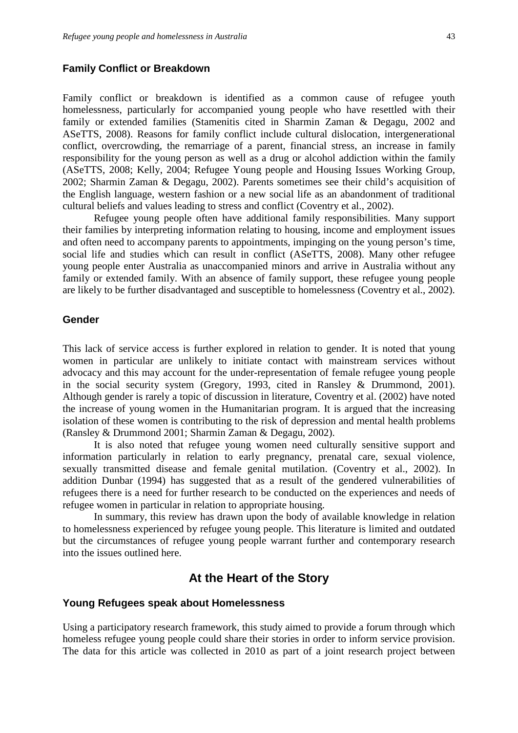### Family Conflict or Breakdown

Family conflict or breakdown is identified as a common cause of refugee youth homelessness, particularly for accompanied young people who have resettled with their family or extended families (Stamenitis cited in Sharmin Zaman & Degagu, 2002 and ASeTTS, 2008). Reasons for family conflict include cultural dislocation, intergenerational conflict, overcrowding, the remarriage of a parent, financial stress, an increase in family responsibility for the young person as well as a drug or alcohol addiction within the family (ASeTTS, 2008; Kelly, 2004; Refugee Young people and Housing Issues Working Group, 2002; Sharmin Zaman & Degagu, 2002). Parents sometimes see their child's acquisition of the English language, western fashion or a new social life as an abandonment of traditional cultural beliefs and values leading to stress and conflict (Coventry et al., 2002).

Refugee young people often have additional family responsibilities. Many support their families by interpreting information relating to housing, income and employment issues and often need to accompany parents to appointments, impinging on the young person's time, social life and studies which can result in conflict (ASeTTS, 2008). Many other refugee young people enter Australia as unaccompanied minors and arrive in Australia without any family or extended family. With an absence of family support, these refugee young people are likely to be further disadvantaged and susceptible to homelessness (Coventry et al., 2002).

### Gender

This lack of service access is further explored in relation to gender. It is noted that young women in particular are unlikely to initiate contact with mainstream services without advocacy and this may account for the under-representation of female refugee young people in the social security system (Gregory, 1993, cited in Ransley & Drummond, 2001). Although gender is rarely a topic of discussion in literature, Coventry et al. (2002) have noted the increase of young women in the Humanitarian program. It is argued that the increasing isolation of these women is contributing to the risk of depression and mental health problems (Ransley & Drummond 2001; Sharmin Zaman & Degagu, 2002).

It is also noted that refugee young women need culturally sensitive support and information particularly in relation to early pregnancy, prenatal care, sexual violence, sexually transmitted disease and female genital mutilation. (Coventry et al., 2002). In addition Dunbar (1994) has suggested that as a result of the gendered vulnerabilities of refugees there is a need for further research to be conducted on the experiences and needs of refugee women in particular in relation to appropriate housing.

In summary, this review has drawn upon the body of available knowledge in relation to homelessness experienced by refugee young people. This literature is limited and outdated but the circumstances of refugee young people warrant further and contemporary research into the issues outlined here.

## At the Heart of the Story

### Young Refugees speak about Homelessness

Using a participatory research framework, this study aimed to provide a forum through which homeless refugee young people could share their stories in order to inform service provision. The data for this article was collected in 2010 as part of a joint research project between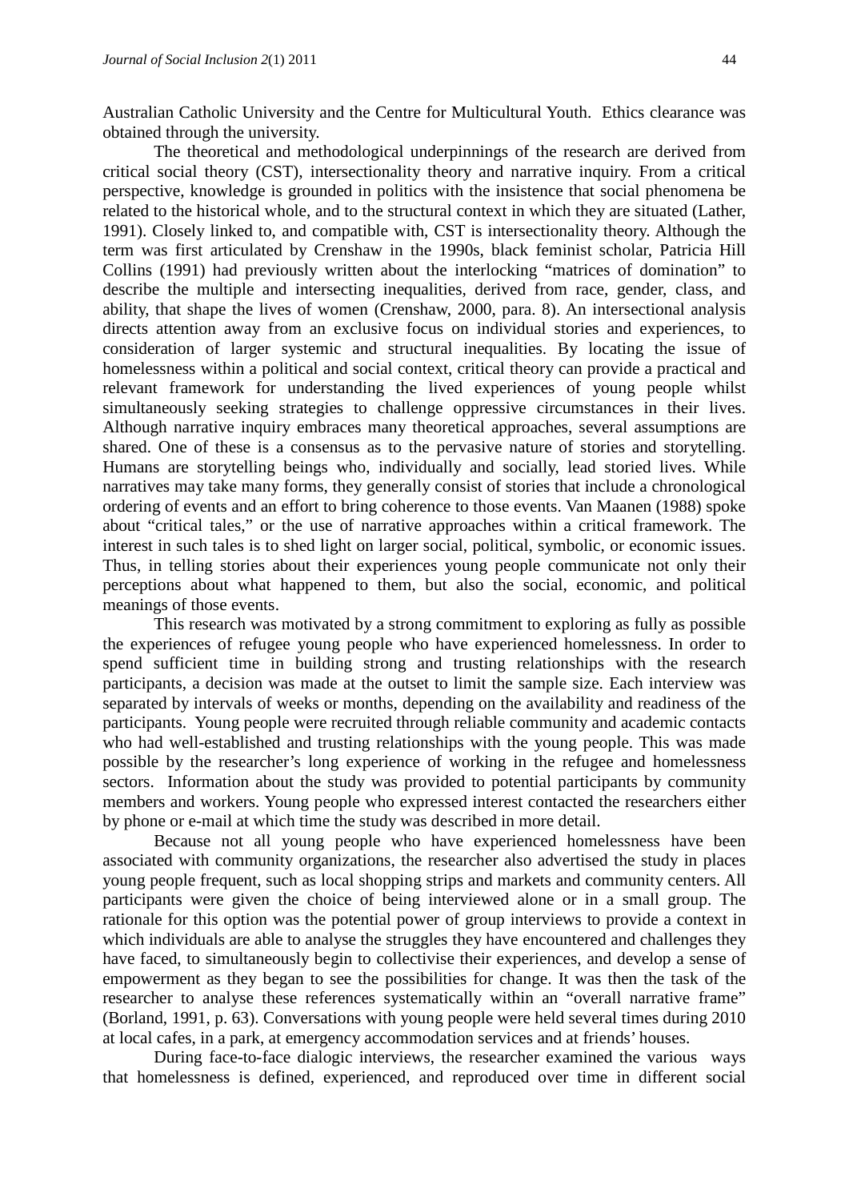Australian Catholic University and the Centre for Multicultural Youth. Ethics clearance was obtained through the university.

The theoretical and methodological underpinnings of the research are derived from critical social theory (CST), intersectionality theory and narrative inquiry. From a critical perspective, knowledge is grounded in politics with the insistence that social phenomena be related to the historical whole, and to the structural context in which they are situated (Lather, 1991). Closely linked to, and compatible with, CST is intersectionality theory. Although the term was first articulated by Crenshaw in the 1990s, black feminist scholar, Patricia Hill Collins (1991) had previously written about the interlocking "matrices of domination" to describe the multiple and intersecting inequalities, derived from race, gender, class, and ability, that shape the lives of women (Crenshaw, 2000, para. 8). An intersectional analysis directs attention away from an exclusive focus on individual stories and experiences, to consideration of larger systemic and structural inequalities. By locating the issue of homelessness within a political and social context, critical theory can provide a practical and relevant framework for understanding the lived experiences of young people whilst simultaneously seeking strategies to challenge oppressive circumstances in their lives. Although narrative inquiry embraces many theoretical approaches, several assumptions are shared. One of these is a consensus as to the pervasive nature of stories and storytelling. Humans are storytelling beings who, individually and socially, lead storied lives. While narratives may take many forms, they generally consist of stories that include a chronological ordering of events and an effort to bring coherence to those events. Van Maanen (1988) spoke about "critical tales," or the use of narrative approaches within a critical framework. The interest in such tales is to shed light on larger social, political, symbolic, or economic issues. Thus, in telling stories about their experiences young people communicate not only their perceptions about what happened to them, but also the social, economic, and political meanings of those events.

This research was motivated by a strong commitment to exploring as fully as possible the experiences of refugee young people who have experienced homelessness. In order to spend sufficient time in building strong and trusting relationships with the research participants, a decision was made at the outset to limit the sample size. Each interview was separated by intervals of weeks or months, depending on the availability and readiness of the participants. Young people were recruited through reliable community and academic contacts who had well-established and trusting relationships with the young people. This was made possible by the researcher's long experience of working in the refugee and homelessness sectors. Information about the study was provided to potential participants by community members and workers. Young people who expressed interest contacted the researchers either by phone or e-mail at which time the study was described in more detail.

Because not all young people who have experienced homelessness have been associated with community organizations, the researcher also advertised the study in places young people frequent, such as local shopping strips and markets and community centers. All participants were given the choice of being interviewed alone or in a small group. The rationale for this option was the potential power of group interviews to provide a context in which individuals are able to analyse the struggles they have encountered and challenges they have faced, to simultaneously begin to collectivise their experiences, and develop a sense of empowerment as they began to see the possibilities for change. It was then the task of the researcher to analyse these references systematically within an "overall narrative frame" (Borland, 1991, p. 63). Conversations with young people were held several times during 2010 at local cafes, in a park, at emergency accommodation services and at friends' houses.

During face-to-face dialogic interviews, the researcher examined the various ways that homelessness is defined, experienced, and reproduced over time in different social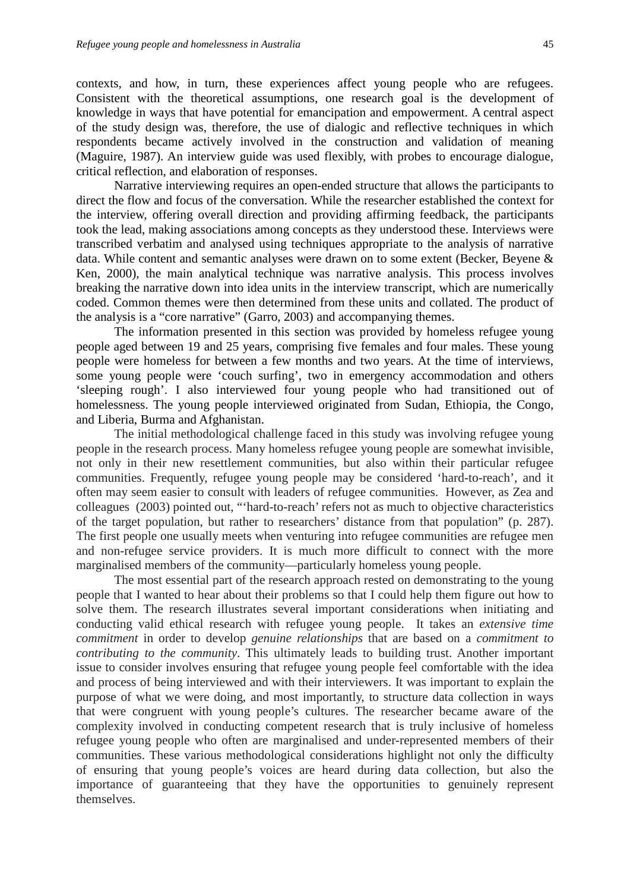contexts, and how, in turn, these experiences affect young people who are refugees. Consistent with the theoretical assumptions, one research goal is the development of knowledge in ways that have potential for emancipation and empowerment. A central aspect of the study design was, therefore, the use of dialogic and reflective techniques in which respondents became actively involved in the construction and validation of meaning (Maguire, 1987). An interview guide was used flexibly, with probes to encourage dialogue, critical reflection, and elaboration of responses.

Narrative interviewing requires an open-ended structure that allows the participants to direct the flow and focus of the conversation. While the researcher established the context for the interview, offering overall direction and providing affirming feedback, the participants took the lead, making associations among concepts as they understood these. Interviews were transcribed verbatim and analysed using techniques appropriate to the analysis of narrative data. While content and semantic analyses were drawn on to some extent (Becker, Beyene & Ken, 2000), the main analytical technique was narrative analysis. This process involves breaking the narrative down into idea units in the interview transcript, which are numerically coded. Common themes were then determined from these units and collated. The product of the analysis is a "core narrative" (Garro, 2003) and accompanying themes.

The information presented in this section was provided by homeless refugee young people aged between 19 and 25 years, comprising five females and four males. These young people were homeless for between a few months and two years. At the time of interviews, some young people were 'couch surfing', two in emergency accommodation and others 'sleeping rough'. I also interviewed four young people who had transitioned out of homelessness. The young people interviewed originated from Sudan, Ethiopia, the Congo, and Liberia, Burma and Afghanistan.

The initial methodological challenge faced in this study was involving refugee young people in the research process. Many homeless refugee young people are somewhat invisible, not only in their new resettlement communities, but also within their particular refugee communities. Frequently, refugee young people may be considered 'hard-to-reach', and it often may seem easier to consult with leaders of refugee communities. However, as Zea and colleagues (2003) pointed out, "'hard-to-reach' refers not as much to objective characteristics of the target population, but rather to researchers' distance from that population" (p. 287). The first people one usually meets when venturing into refugee communities are refugee men and non-refugee service providers. It is much more difficult to connect with the more marginalised members of the community—particularly homeless young people.

The most essential part of the research approach rested on demonstrating to the young people that I wanted to hear about their problems so that I could help them figure out how to solve them. The research illustrates several important considerations when initiating and conducting valid ethical research with refugee young people. It takes an *extensive time commitment* in order to develop *genuine relationships* that are based on a *commitment to contributing to the community*. This ultimately leads to building trust. Another important issue to consider involves ensuring that refugee young people feel comfortable with the idea and process of being interviewed and with their interviewers. It was important to explain the purpose of what we were doing, and most importantly, to structure data collection in ways that were congruent with young people's cultures. The researcher became aware of the complexity involved in conducting competent research that is truly inclusive of homeless refugee young people who often are marginalised and under-represented members of their communities. These various methodological considerations highlight not only the difficulty of ensuring that young people's voices are heard during data collection, but also the importance of guaranteeing that they have the opportunities to genuinely represent themselves.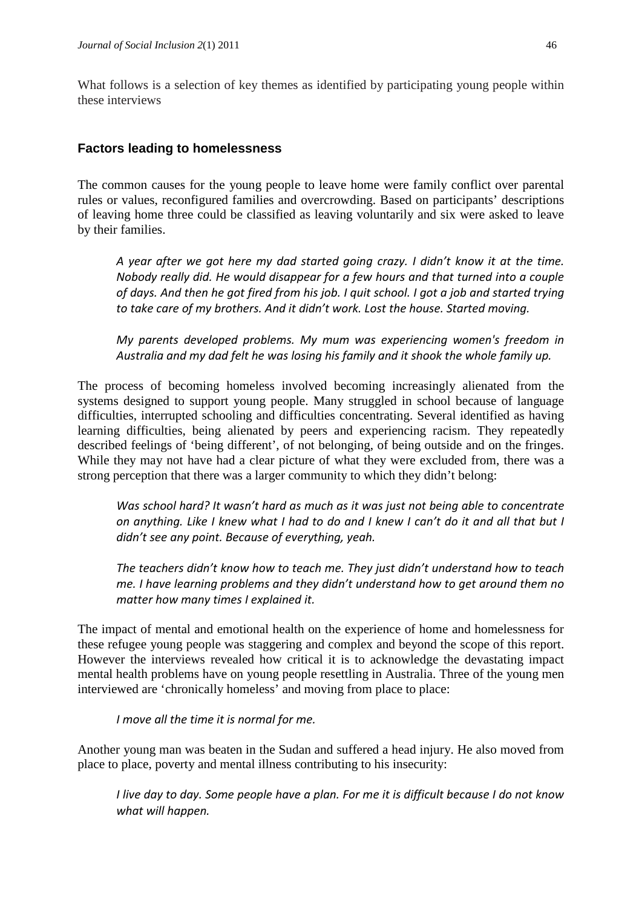What follows is a selection of key themes as identified by participating young people within these interviews

### Factors leading to homelessness

The common causes for the young people to leave home were family conflict over parental rules or values, reconfigured families and overcrowding. Based on participants' descriptions of leaving home three could be classified as leaving voluntarily and six were asked to leave by their families.

> *A year after we got here my dad started going crazy. I didn't know it at the time. Nobody really did. He would disappear for a few hours and that turned into a couple of days. And then he got fired from his job. I quit school. I got a job and started trying to take care of my brothers. And it didn't work. Lost the house. Started moving.*

> *My parents developed problems. My mum was experiencing women's freedom in Australia and my dad felt he was losing his family and it shook the whole family up.*

The process of becoming homeless involved becoming increasingly alienated from the systems designed to support young people. Many struggled in school because of language difficulties, interrupted schooling and difficulties concentrating. Several identified as having learning difficulties, being alienated by peers and experiencing racism. They repeatedly described feelings of 'being different', of not belonging, of being outside and on the fringes. While they may not have had a clear picture of what they were excluded from, there was a strong perception that there was a larger community to which they didn't belong:

> *Was school hard? It wasn't hard as much as it was just not being able to concentrate on anything. Like I knew what I had to do and I knew I can't do it and all that but I didn't see any point. Because of everything, yeah.*

> *The teachers didn't know how to teach me. They just didn't understand how to teach me. I have learning problems and they didn't understand how to get around them no matter how many times I explained it.*

The impact of mental and emotional health on the experience of home and homelessness for these refugee young people was staggering and complex and beyond the scope of this report. However the interviews revealed how critical it is to acknowledge the devastating impact mental health problems have on young people resettling in Australia. Three of the young men interviewed are 'chronically homeless' and moving from place to place:

> *I move all the time it is normal for me.*

Another young man was beaten in the Sudan and suffered a head injury. He also moved from place to place, poverty and mental illness contributing to his insecurity:

> *I live day to day. Some people have a plan. For me it is difficult because I do not know what will happen.*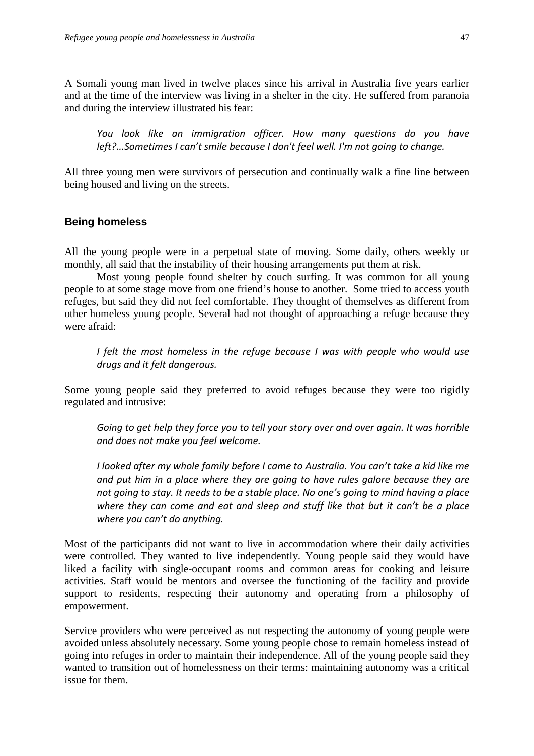A Somali young man lived in twelve places since his arrival in Australia five years earlier and at the time of the interview was living in a shelter in the city. He suffered from paranoia and during the interview illustrated his fear:

> *You look like an immigration officer. How many questions do you have left?...Sometimes I can't smile because I don't feel well. I'm not going to change.*

All three young men were survivors of persecution and continually walk a fine line between being housed and living on the streets.

## Being homeless

All the young people were in a perpetual state of moving. Some daily, others weekly or monthly, all said that the instability of their housing arrangements put them at risk.

Most young people found shelter by couch surfing. It was common for all young people to at some stage move from one friend's house to another. Some tried to access youth refuges, but said they did not feel comfortable. They thought of themselves as different from other homeless young people. Several had not thought of approaching a refuge because they were afraid:

> *I felt the most homeless in the refuge because I was with people who would use drugs and it felt dangerous.*

Some young people said they preferred to avoid refuges because they were too rigidly regulated and intrusive:

> *Going to get help they force you to tell your story over and over again. It was horrible and does not make you feel welcome.*

> *I looked after my whole family before I came to Australia. You can't take a kid like me and put him in a place where they are going to have rules galore because they are not going to stay. It needs to be a stable place. No one's going to mind having a place where they can come and eat and sleep and stuff like that but it can't be a place where you can't do anything.*

Most of the participants did not want to live in accommodation where their daily activities were controlled. They wanted to live independently. Young people said they would have liked a facility with single-occupant rooms and common areas for cooking and leisure activities. Staff would be mentors and oversee the functioning of the facility and provide support to residents, respecting their autonomy and operating from a philosophy of empowerment.

Service providers who were perceived as not respecting the autonomy of young people were avoided unless absolutely necessary. Some young people chose to remain homeless instead of going into refuges in order to maintain their independence. All of the young people said they wanted to transition out of homelessness on their terms: maintaining autonomy was a critical issue for them.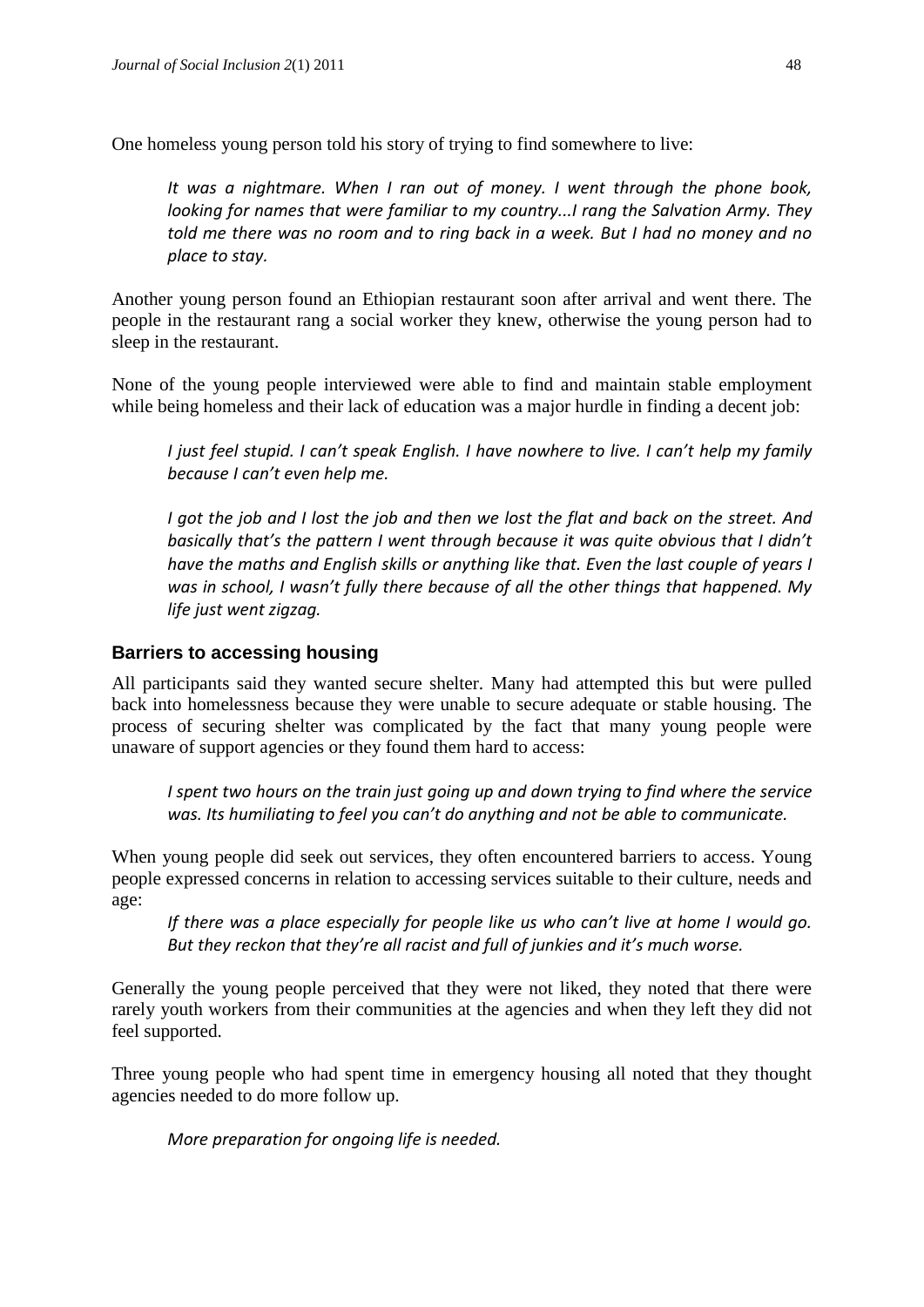One homeless young person told his story of trying to find somewhere to live:

> *It was a nightmare. When I ran out of money. I went through the phone book, looking for names that were familiar to my country...I rang the Salvation Army. They told me there was no room and to ring back in a week. But I had no money and no place to stay.*

Another young person found an Ethiopian restaurant soon after arrival and went there. The people in the restaurant rang a social worker they knew, otherwise the young person had to sleep in the restaurant.

None of the young people interviewed were able to find and maintain stable employment while being homeless and their lack of education was a major hurdle in finding a decent job:

> *I just feel stupid. I can't speak English. I have nowhere to live. I can't help my family because I can't even help me.*

> *I got the job and I lost the job and then we lost the flat and back on the street. And basically that's the pattern I went through because it was quite obvious that I didn't have the maths and English skills or anything like that. Even the last couple of years I was in school, I wasn't fully there because of all the other things that happened. My life just went zigzag.*

## Barriers to accessing housing

All participants said they wanted secure shelter. Many had attempted this but were pulled back into homelessness because they were unable to secure adequate or stable housing. The process of securing shelter was complicated by the fact that many young people were unaware of support agencies or they found them hard to access:

> *I spent two hours on the train just going up and down trying to find where the service was. Its humiliating to feel you can't do anything and not be able to communicate.*

When young people did seek out services, they often encountered barriers to access. Young people expressed concerns in relation to accessing services suitable to their culture, needs and age:

> *If there was a place especially for people like us who can't live at home I would go. But they reckon that they're all racist and full of junkies and it's much worse.*

Generally the young people perceived that they were not liked, they noted that there were rarely youth workers from their communities at the agencies and when they left they did not feel supported.

Three young people who had spent time in emergency housing all noted that they thought agencies needed to do more follow up.

> *More preparation for ongoing life is needed.*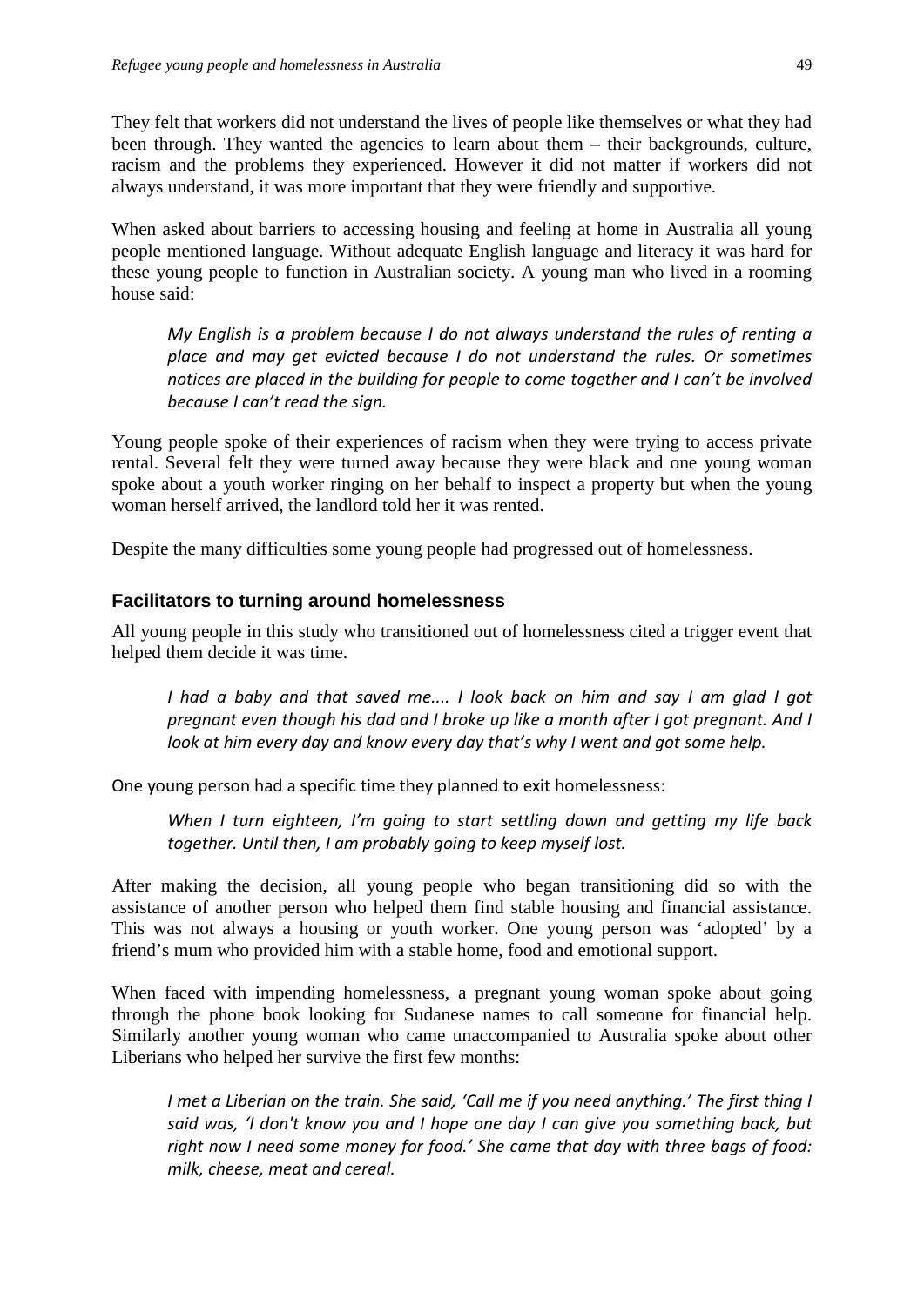They felt that workers did not understand the lives of people like themselves or what they had been through. They wanted the agencies to learn about them – their backgrounds, culture, racism and the problems they experienced. However it did not matter if workers did not always understand, it was more important that they were friendly and supportive.

When asked about barriers to accessing housing and feeling at home in Australia all young people mentioned language. Without adequate English language and literacy it was hard for these young people to function in Australian society. A young man who lived in a rooming house said:

> *My English is a problem because I do not always understand the rules of renting a place and may get evicted because I do not understand the rules. Or sometimes notices are placed in the building for people to come together and I can't be involved because I can't read the sign.*

Young people spoke of their experiences of racism when they were trying to access private rental. Several felt they were turned away because they were black and one young woman spoke about a youth worker ringing on her behalf to inspect a property but when the young woman herself arrived, the landlord told her it was rented.

Despite the many difficulties some young people had progressed out of homelessness.

### Facilitators to turning around homelessness

All young people in this study who transitioned out of homelessness cited a trigger event that helped them decide it was time.

> *I had a baby and that saved me.... I look back on him and say I am glad I got pregnant even though his dad and I broke up like a month after I got pregnant. And I look at him every day and know every day that's why I went and got some help.*

One young person had a specific time they planned to exit homelessness:

> *When I turn eighteen, I'm going to start settling down and getting my life back together. Until then, I am probably going to keep myself lost.*

After making the decision, all young people who began transitioning did so with the assistance of another person who helped them find stable housing and financial assistance. This was not always a housing or youth worker. One young person was 'adopted' by a friend's mum who provided him with a stable home, food and emotional support.

When faced with impending homelessness, a pregnant young woman spoke about going through the phone book looking for Sudanese names to call someone for financial help. Similarly another young woman who came unaccompanied to Australia spoke about other Liberians who helped her survive the first few months:

> *I met a Liberian on the train. She said, 'Call me if you need anything.' The first thing I said was, 'I don't know you and I hope one day I can give you something back, but right now I need some money for food.' She came that day with three bags of food: milk, cheese, meat and cereal.*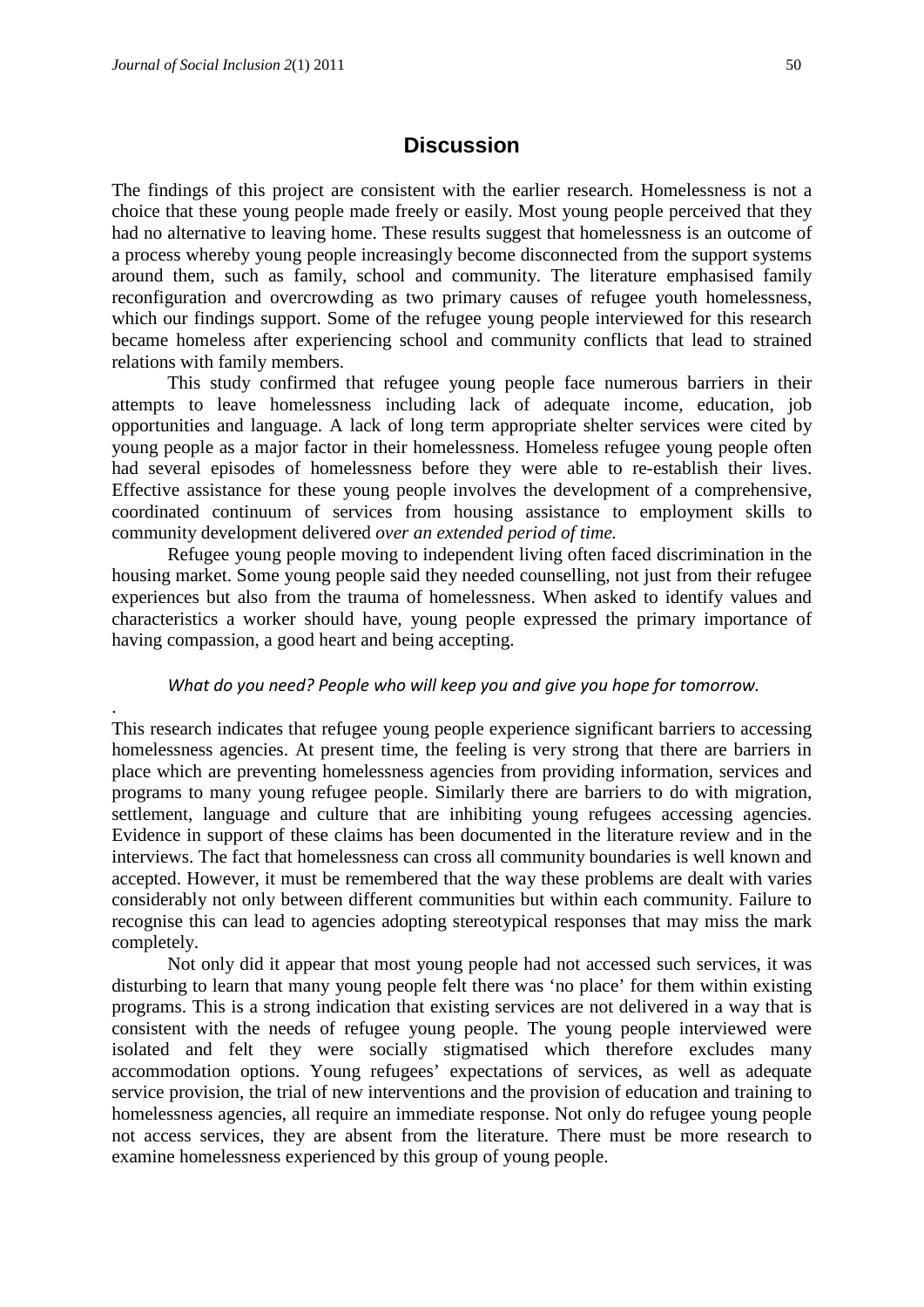## Discussion

The findings of this project are consistent with the earlier research. Homelessness is not a choice that these young people made freely or easily. Most young people perceived that they had no alternative to leaving home. These results suggest that homelessness is an outcome of a process whereby young people increasingly become disconnected from the support systems around them, such as family, school and community. The literature emphasised family reconfiguration and overcrowding as two primary causes of refugee youth homelessness, which our findings support. Some of the refugee young people interviewed for this research became homeless after experiencing school and community conflicts that lead to strained relations with family members.

This study confirmed that refugee young people face numerous barriers in their attempts to leave homelessness including lack of adequate income, education, job opportunities and language. A lack of long term appropriate shelter services were cited by young people as a major factor in their homelessness. Homeless refugee young people often had several episodes of homelessness before they were able to re-establish their lives. Effective assistance for these young people involves the development of a comprehensive, coordinated continuum of services from housing assistance to employment skills to community development delivered *over an extended period of time.*

Refugee young people moving to independent living often faced discrimination in the housing market. Some young people said they needed counselling, not just from their refugee experiences but also from the trauma of homelessness. When asked to identify values and characteristics a worker should have, young people expressed the primary importance of having compassion, a good heart and being accepting.

*What do you need? People who will keep you and give you hope for tomorrow.*

.
This research indicates that refugee young people experience significant barriers to accessing homelessness agencies. At present time, the feeling is very strong that there are barriers in place which are preventing homelessness agencies from providing information, services and programs to many young refugee people. Similarly there are barriers to do with migration, settlement, language and culture that are inhibiting young refugees accessing agencies. Evidence in support of these claims has been documented in the literature review and in the interviews. The fact that homelessness can cross all community boundaries is well known and accepted. However, it must be remembered that the way these problems are dealt with varies considerably not only between different communities but within each community. Failure to recognise this can lead to agencies adopting stereotypical responses that may miss the mark completely.

Not only did it appear that most young people had not accessed such services, it was disturbing to learn that many young people felt there was 'no place' for them within existing programs. This is a strong indication that existing services are not delivered in a way that is consistent with the needs of refugee young people. The young people interviewed were isolated and felt they were socially stigmatised which therefore excludes many accommodation options. Young refugees' expectations of services, as well as adequate service provision, the trial of new interventions and the provision of education and training to homelessness agencies, all require an immediate response. Not only do refugee young people not access services, they are absent from the literature. There must be more research to examine homelessness experienced by this group of young people.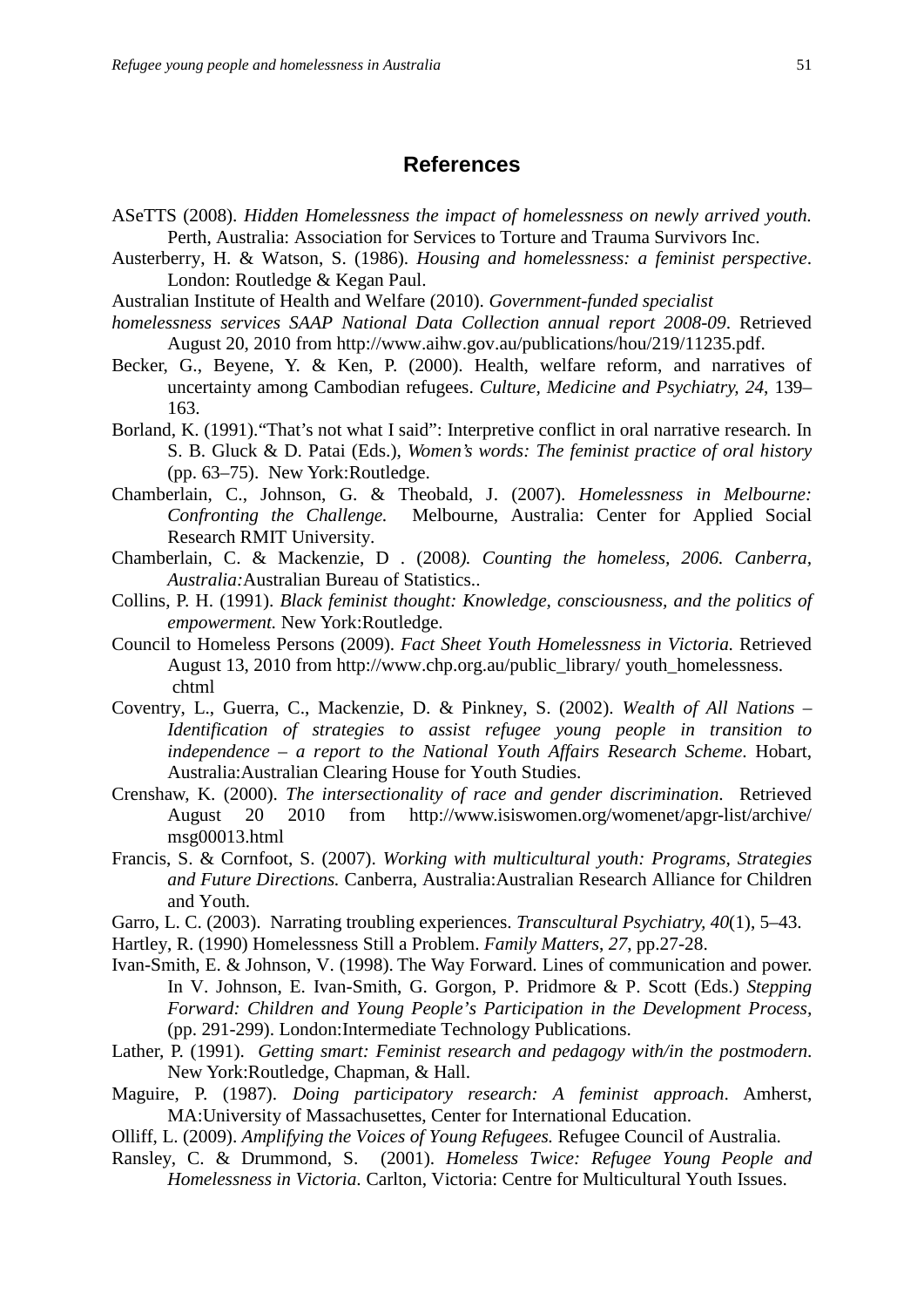## References

ASeTTS (2008). *Hidden Homelessness the impact of homelessness on newly arrived youth.* Perth, Australia: Association for Services to Torture and Trauma Survivors Inc.

Austerberry, H. & Watson, S. (1986). *Housing and homelessness: a feminist perspective*. London: Routledge & Kegan Paul.

Australian Institute of Health and Welfare (2010). *Government-funded specialist homelessness services SAAP National Data Collection annual report 2008-09*. Retrieved August 20, 2010 from http://www.aihw.gov.au/publications/hou/219/11235.pdf.

Becker, G., Beyene, Y. & Ken, P. (2000). Health, welfare reform, and narratives of uncertainty among Cambodian refugees. *Culture, Medicine and Psychiatry, 24*, 139–163.

Borland, K. (1991).“That’s not what I said”: Interpretive conflict in oral narrative research. In S. B. Gluck & D. Patai (Eds.), *Women’s words: The feminist practice of oral history* (pp. 63–75). New York:Routledge.

Chamberlain, C., Johnson, G. & Theobald, J. (2007). *Homelessness in Melbourne: Confronting the Challenge.* Melbourne, Australia: Center for Applied Social Research RMIT University.

Chamberlain, C. & Mackenzie, D . (2008*). Counting the homeless, 2006. Canberra, Australia:*Australian Bureau of Statistics..

Collins, P. H. (1991). *Black feminist thought: Knowledge, consciousness, and the politics of empowerment.* New York:Routledge.

Council to Homeless Persons (2009). *Fact Sheet Youth Homelessness in Victoria.* Retrieved August 13, 2010 from http://www.chp.org.au/public_library/ youth_homelessness. chtml

Coventry, L., Guerra, C., Mackenzie, D. & Pinkney, S. (2002). *Wealth of All Nations – Identification of strategies to assist refugee young people in transition to independence – a report to the National Youth Affairs Research Scheme*. Hobart, Australia:Australian Clearing House for Youth Studies.

Crenshaw, K. (2000). *The intersectionality of race and gender discrimination*. Retrieved August 20 2010 from http://www.isiswomen.org/womenet/apgr-list/archive/ msg00013.html

Francis, S. & Cornfoot, S. (2007). *Working with multicultural youth: Programs, Strategies and Future Directions.* Canberra, Australia:Australian Research Alliance for Children and Youth.

Garro, L. C. (2003). Narrating troubling experiences. *Transcultural Psychiatry, 40*(1), 5–43.

Hartley, R. (1990) Homelessness Still a Problem. *Family Matters*, *27*, pp.27-28.

Ivan-Smith, E. & Johnson, V. (1998). The Way Forward. Lines of communication and power. In V. Johnson, E. Ivan-Smith, G. Gorgon, P. Pridmore & P. Scott (Eds.) *Stepping Forward: Children and Young People’s Participation in the Development Process,* (pp. 291-299). London:Intermediate Technology Publications.

Lather, P. (1991). *Getting smart: Feminist research and pedagogy with/in the postmodern*. New York:Routledge, Chapman, & Hall.

Maguire, P. (1987). *Doing participatory research: A feminist approach*. Amherst, MA:University of Massachusettes, Center for International Education.

Olliff, L. (2009). *Amplifying the Voices of Young Refugees.* Refugee Council of Australia.

Ransley, C. & Drummond, S. (2001). *Homeless Twice: Refugee Young People and Homelessness in Victoria.* Carlton, Victoria: Centre for Multicultural Youth Issues.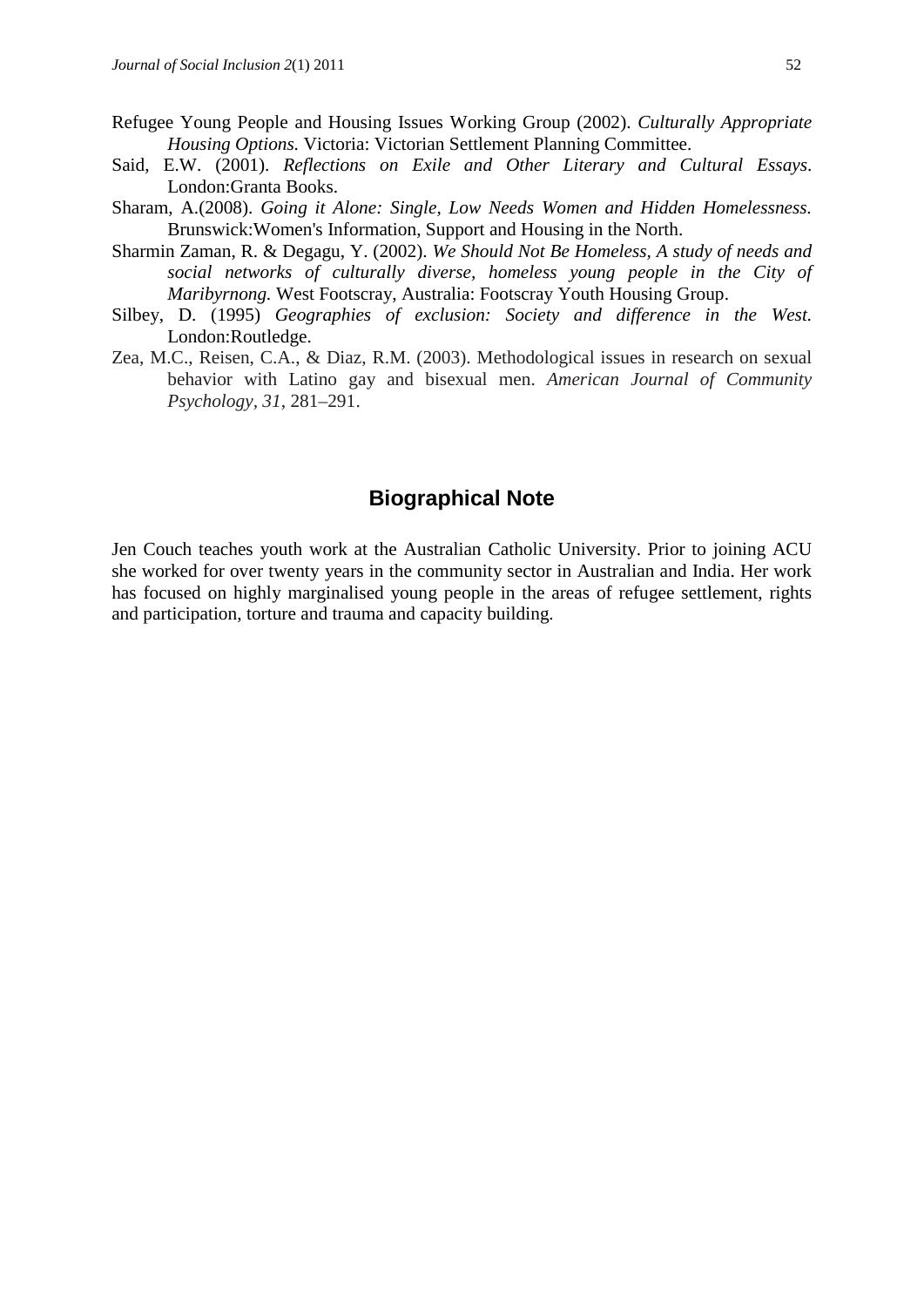Refugee Young People and Housing Issues Working Group (2002). *Culturally Appropriate Housing Options.* Victoria: Victorian Settlement Planning Committee.

Said, E.W. (2001). *Reflections on Exile and Other Literary and Cultural Essays*. London:Granta Books.

Sharam, A.(2008). *Going it Alone: Single, Low Needs Women and Hidden Homelessness.* Brunswick:Women's Information, Support and Housing in the North.

Sharmin Zaman, R. & Degagu, Y. (2002). *We Should Not Be Homeless, A study of needs and social networks of culturally diverse, homeless young people in the City of Maribyrnong.* West Footscray, Australia: Footscray Youth Housing Group.

Silbey, D. (1995) *Geographies of exclusion: Society and difference in the West.* London:Routledge.

Zea, M.C., Reisen, C.A., & Diaz, R.M. (2003). Methodological issues in research on sexual behavior with Latino gay and bisexual men. *American Journal of Community Psychology*, *31*, 281–291.

## Biographical Note

Jen Couch teaches youth work at the Australian Catholic University. Prior to joining ACU she worked for over twenty years in the community sector in Australian and India. Her work has focused on highly marginalised young people in the areas of refugee settlement, rights and participation, torture and trauma and capacity building.